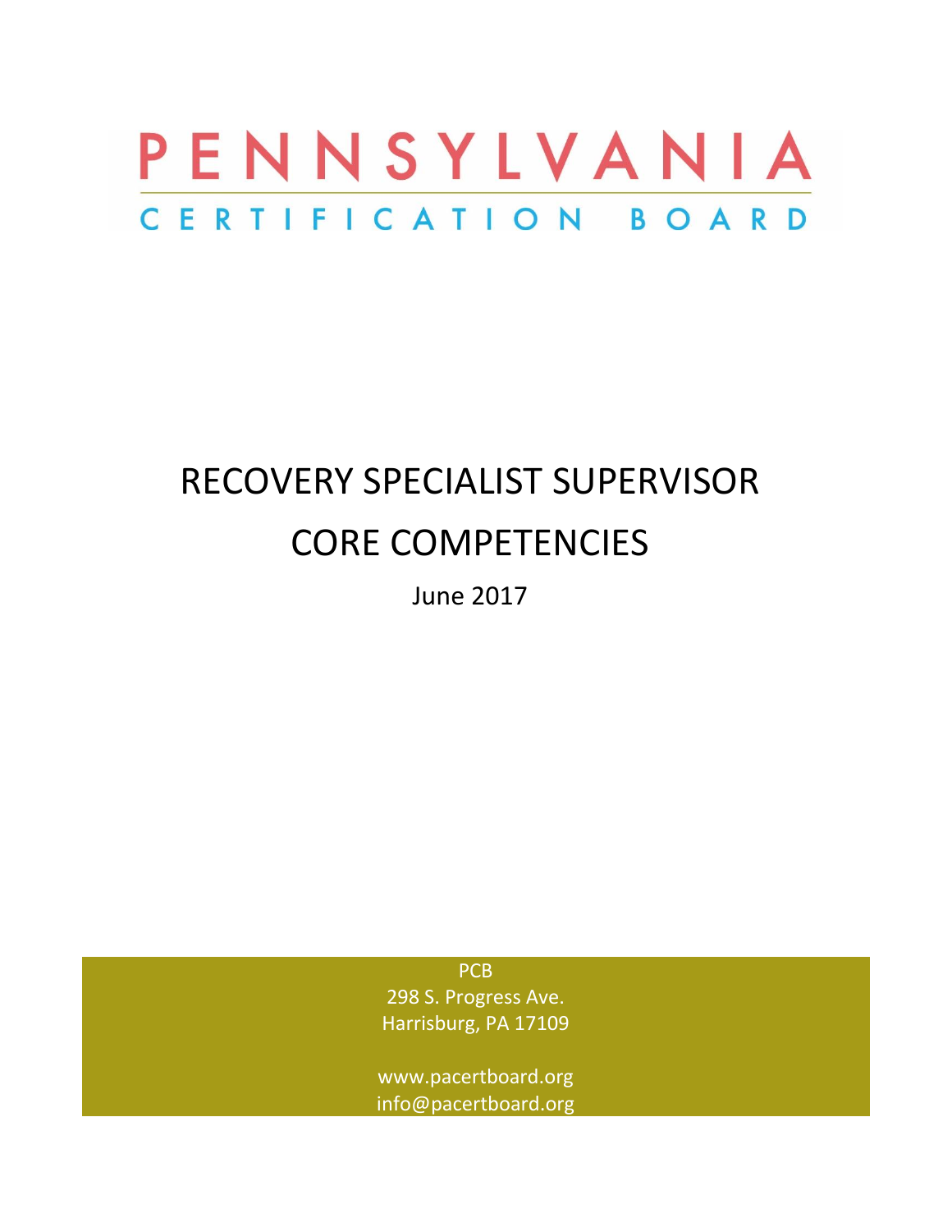# PENNSYLVANIA

## CERTIFICATION BOARD

# RECOVERY SPECIALIST SUPERVISOR CORE COMPETENCIES

June 2017

PCB
298 S. Progress Ave.
Harrisburg, PA 17109

www.pacertboard.org
info@pacertboard.org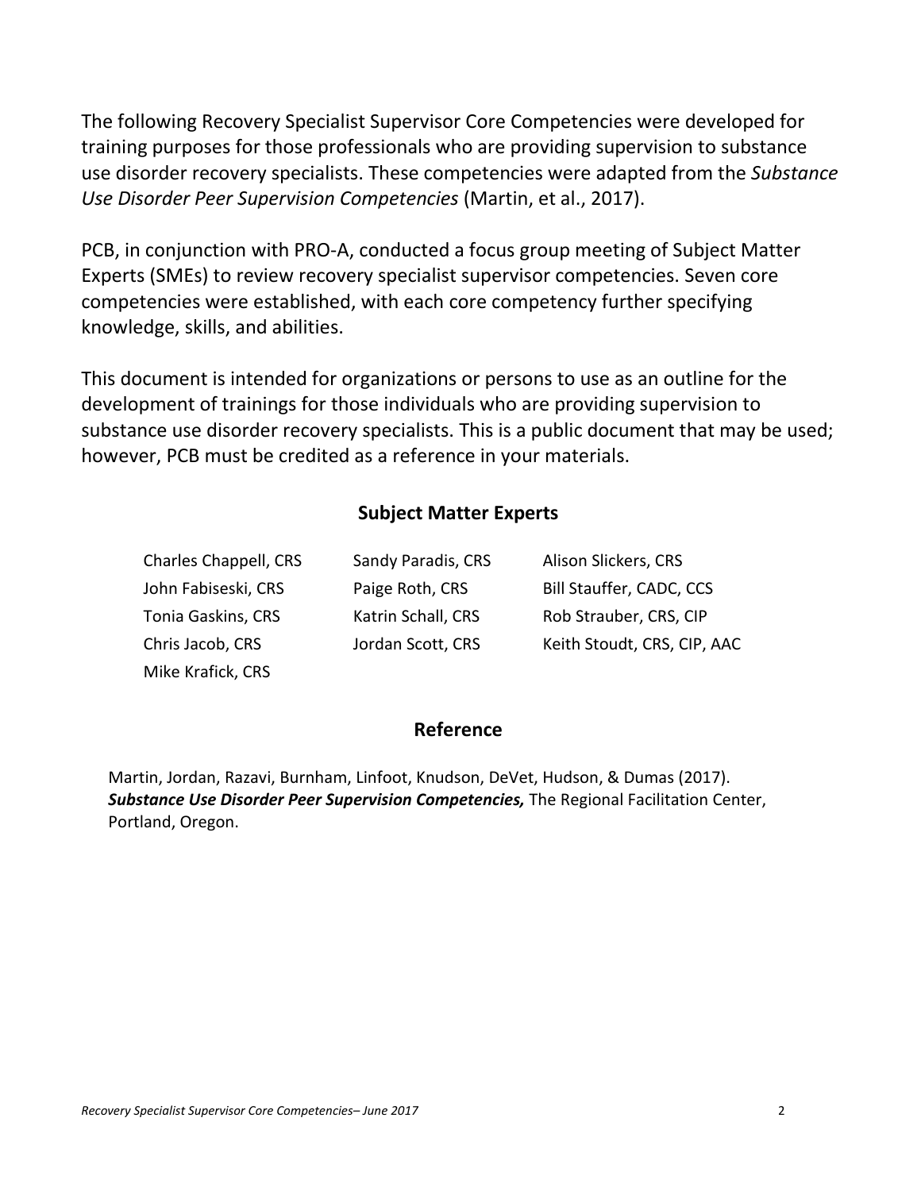The following Recovery Specialist Supervisor Core Competencies were developed for training purposes for those professionals who are providing supervision to substance use disorder recovery specialists. These competencies were adapted from the *Substance Use Disorder Peer Supervision Competencies* (Martin, et al., 2017).

PCB, in conjunction with PRO-A, conducted a focus group meeting of Subject Matter Experts (SMEs) to review recovery specialist supervisor competencies. Seven core competencies were established, with each core competency further specifying knowledge, skills, and abilities.

This document is intended for organizations or persons to use as an outline for the development of trainings for those individuals who are providing supervision to substance use disorder recovery specialists. This is a public document that may be used; however, PCB must be credited as a reference in your materials.

## Subject Matter Experts

- Charles Chappell, CRS
- John Fabiseski, CRS
- Tonia Gaskins, CRS
- Chris Jacob, CRS
- Mike Krafick, CRS
- Sandy Paradis, CRS
- Paige Roth, CRS
- Katrin Schall, CRS
- Jordan Scott, CRS
- Alison Slickers, CRS
- Bill Stauffer, CADC, CCS
- Rob Strauber, CRS, CIP
- Keith Stoudt, CRS, CIP, AAC

## Reference

Martin, Jordan, Razavi, Burnham, Linfoot, Knudson, DeVet, Hudson, & Dumas (2017). ***Substance Use Disorder Peer Supervision Competencies,*** The Regional Facilitation Center, Portland, Oregon.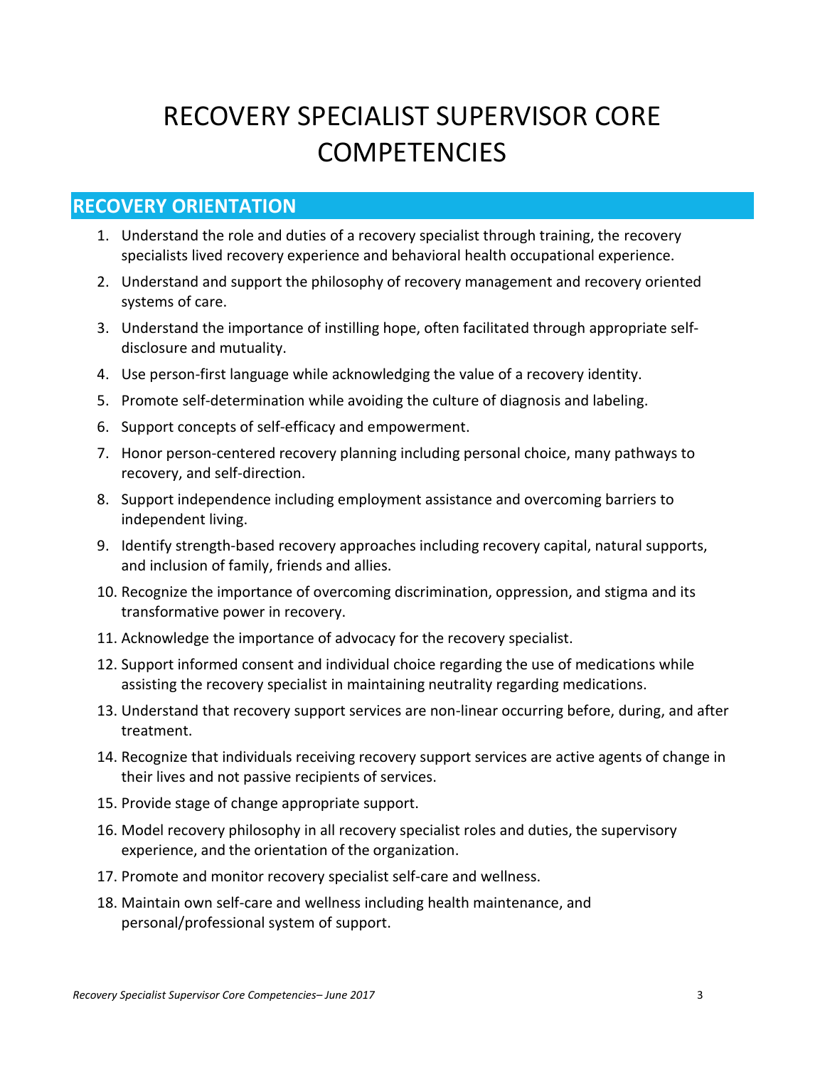# RECOVERY SPECIALIST SUPERVISOR CORE COMPETENCIES

## RECOVERY ORIENTATION

1. Understand the role and duties of a recovery specialist through training, the recovery specialists lived recovery experience and behavioral health occupational experience.
2. Understand and support the philosophy of recovery management and recovery oriented systems of care.
3. Understand the importance of instilling hope, often facilitated through appropriate self-disclosure and mutuality.
4. Use person-first language while acknowledging the value of a recovery identity.
5. Promote self-determination while avoiding the culture of diagnosis and labeling.
6. Support concepts of self-efficacy and empowerment.
7. Honor person-centered recovery planning including personal choice, many pathways to recovery, and self-direction.
8. Support independence including employment assistance and overcoming barriers to independent living.
9. Identify strength-based recovery approaches including recovery capital, natural supports, and inclusion of family, friends and allies.
10. Recognize the importance of overcoming discrimination, oppression, and stigma and its transformative power in recovery.
11. Acknowledge the importance of advocacy for the recovery specialist.
12. Support informed consent and individual choice regarding the use of medications while assisting the recovery specialist in maintaining neutrality regarding medications.
13. Understand that recovery support services are non-linear occurring before, during, and after treatment.
14. Recognize that individuals receiving recovery support services are active agents of change in their lives and not passive recipients of services.
15. Provide stage of change appropriate support.
16. Model recovery philosophy in all recovery specialist roles and duties, the supervisory experience, and the orientation of the organization.
17. Promote and monitor recovery specialist self-care and wellness.
18. Maintain own self-care and wellness including health maintenance, and personal/professional system of support.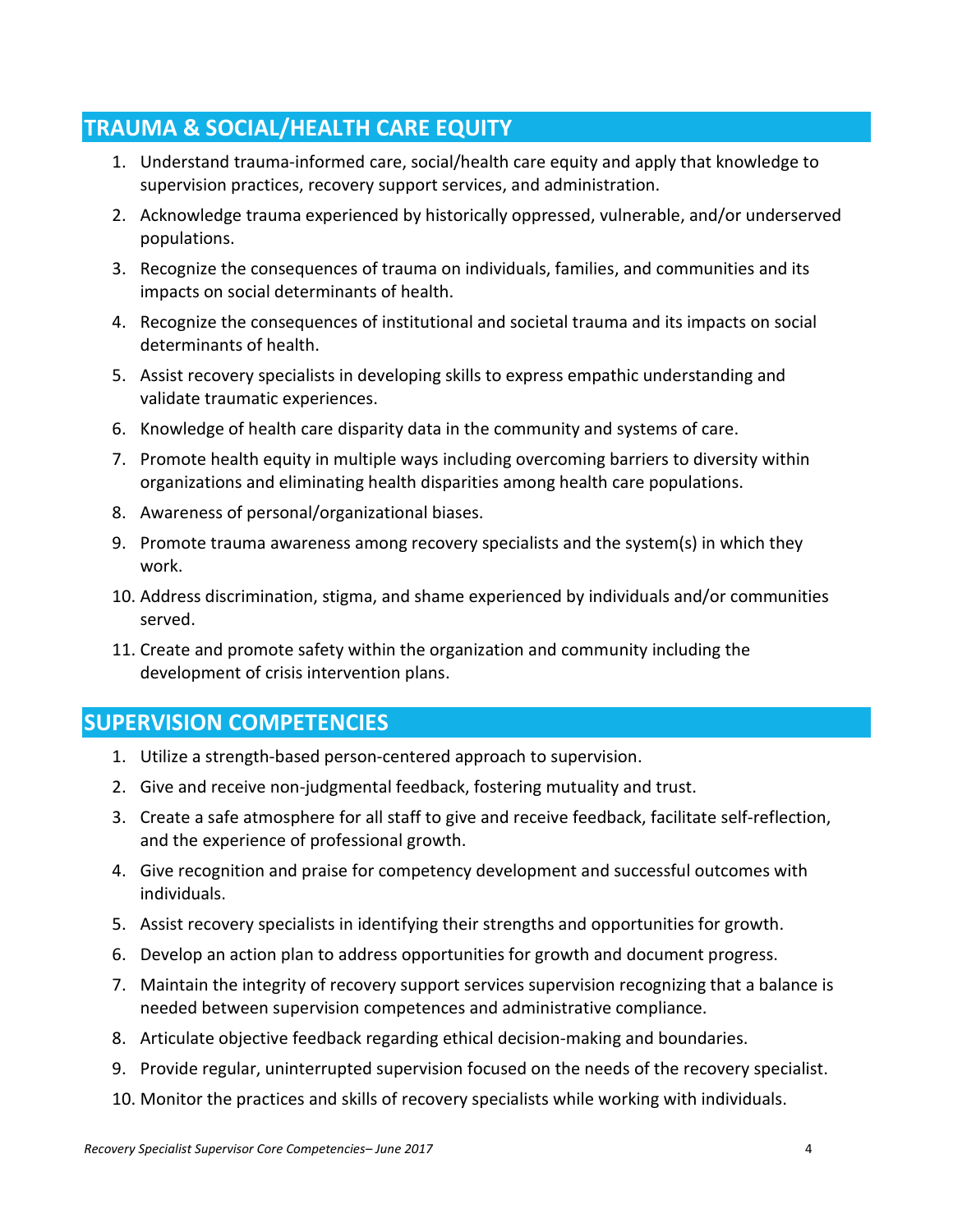## TRAUMA & SOCIAL/HEALTH CARE EQUITY

1. Understand trauma-informed care, social/health care equity and apply that knowledge to supervision practices, recovery support services, and administration.
2. Acknowledge trauma experienced by historically oppressed, vulnerable, and/or underserved populations.
3. Recognize the consequences of trauma on individuals, families, and communities and its impacts on social determinants of health.
4. Recognize the consequences of institutional and societal trauma and its impacts on social determinants of health.
5. Assist recovery specialists in developing skills to express empathic understanding and validate traumatic experiences.
6. Knowledge of health care disparity data in the community and systems of care.
7. Promote health equity in multiple ways including overcoming barriers to diversity within organizations and eliminating health disparities among health care populations.
8. Awareness of personal/organizational biases.
9. Promote trauma awareness among recovery specialists and the system(s) in which they work.
10. Address discrimination, stigma, and shame experienced by individuals and/or communities served.
11. Create and promote safety within the organization and community including the development of crisis intervention plans.

## SUPERVISION COMPETENCIES

1. Utilize a strength-based person-centered approach to supervision.
2. Give and receive non-judgmental feedback, fostering mutuality and trust.
3. Create a safe atmosphere for all staff to give and receive feedback, facilitate self-reflection, and the experience of professional growth.
4. Give recognition and praise for competency development and successful outcomes with individuals.
5. Assist recovery specialists in identifying their strengths and opportunities for growth.
6. Develop an action plan to address opportunities for growth and document progress.
7. Maintain the integrity of recovery support services supervision recognizing that a balance is needed between supervision competences and administrative compliance.
8. Articulate objective feedback regarding ethical decision-making and boundaries.
9. Provide regular, uninterrupted supervision focused on the needs of the recovery specialist.
10. Monitor the practices and skills of recovery specialists while working with individuals.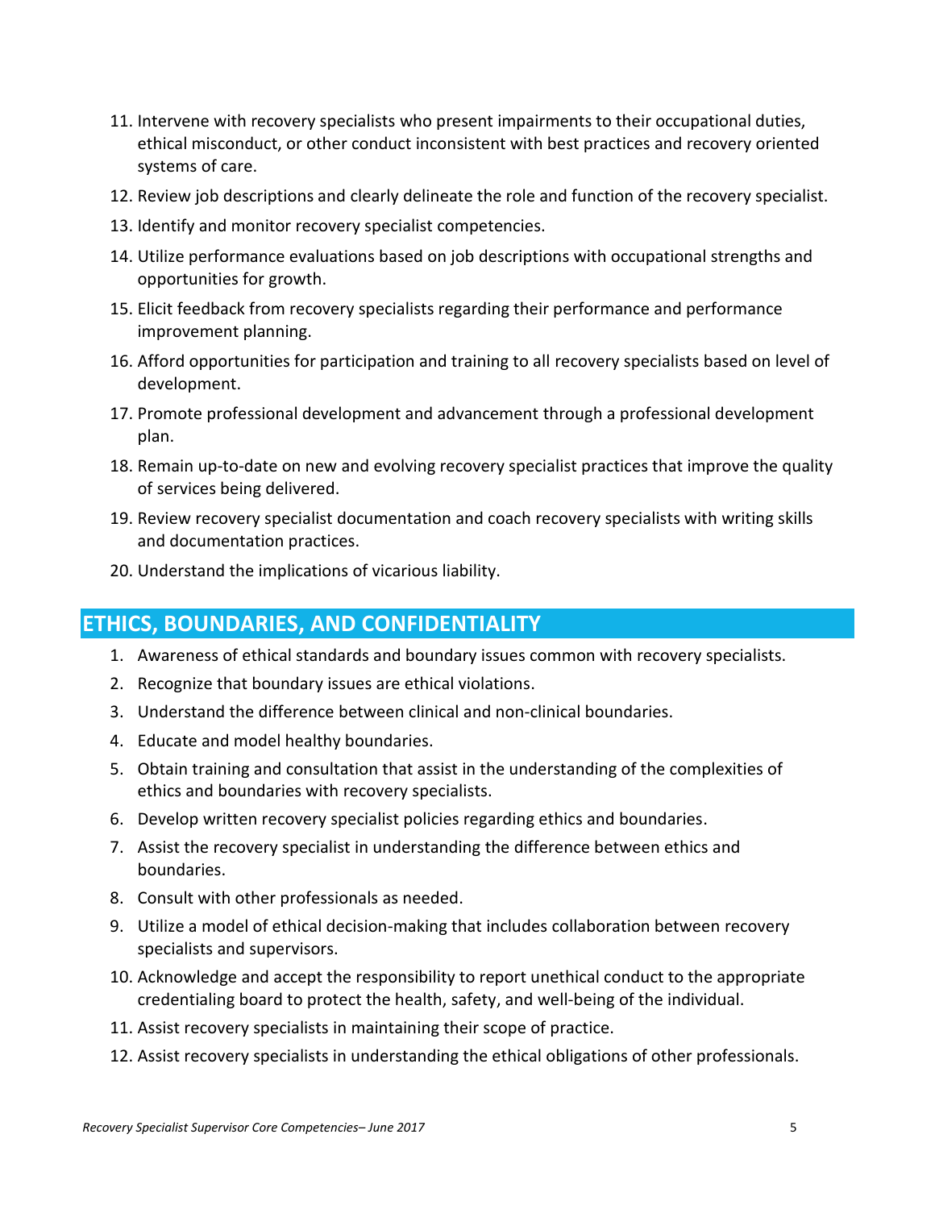11. Intervene with recovery specialists who present impairments to their occupational duties, ethical misconduct, or other conduct inconsistent with best practices and recovery oriented systems of care.
12. Review job descriptions and clearly delineate the role and function of the recovery specialist.
13. Identify and monitor recovery specialist competencies.
14. Utilize performance evaluations based on job descriptions with occupational strengths and opportunities for growth.
15. Elicit feedback from recovery specialists regarding their performance and performance improvement planning.
16. Afford opportunities for participation and training to all recovery specialists based on level of development.
17. Promote professional development and advancement through a professional development plan.
18. Remain up-to-date on new and evolving recovery specialist practices that improve the quality of services being delivered.
19. Review recovery specialist documentation and coach recovery specialists with writing skills and documentation practices.
20. Understand the implications of vicarious liability.

## ETHICS, BOUNDARIES, AND CONFIDENTIALITY

1. Awareness of ethical standards and boundary issues common with recovery specialists.
2. Recognize that boundary issues are ethical violations.
3. Understand the difference between clinical and non-clinical boundaries.
4. Educate and model healthy boundaries.
5. Obtain training and consultation that assist in the understanding of the complexities of ethics and boundaries with recovery specialists.
6. Develop written recovery specialist policies regarding ethics and boundaries.
7. Assist the recovery specialist in understanding the difference between ethics and boundaries.
8. Consult with other professionals as needed.
9. Utilize a model of ethical decision-making that includes collaboration between recovery specialists and supervisors.
10. Acknowledge and accept the responsibility to report unethical conduct to the appropriate credentialing board to protect the health, safety, and well-being of the individual.
11. Assist recovery specialists in maintaining their scope of practice.
12. Assist recovery specialists in understanding the ethical obligations of other professionals.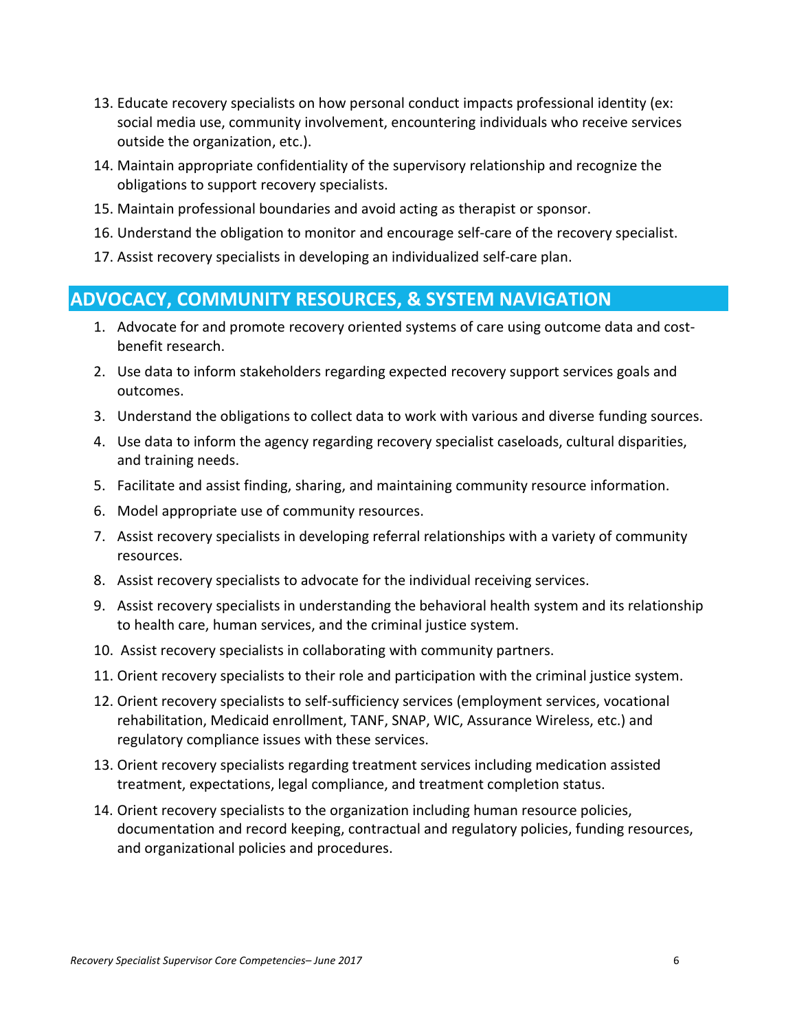13. Educate recovery specialists on how personal conduct impacts professional identity (ex: social media use, community involvement, encountering individuals who receive services outside the organization, etc.).
14. Maintain appropriate confidentiality of the supervisory relationship and recognize the obligations to support recovery specialists.
15. Maintain professional boundaries and avoid acting as therapist or sponsor.
16. Understand the obligation to monitor and encourage self-care of the recovery specialist.
17. Assist recovery specialists in developing an individualized self-care plan.

## ADVOCACY, COMMUNITY RESOURCES, & SYSTEM NAVIGATION

1. Advocate for and promote recovery oriented systems of care using outcome data and cost-benefit research.
2. Use data to inform stakeholders regarding expected recovery support services goals and outcomes.
3. Understand the obligations to collect data to work with various and diverse funding sources.
4. Use data to inform the agency regarding recovery specialist caseloads, cultural disparities, and training needs.
5. Facilitate and assist finding, sharing, and maintaining community resource information.
6. Model appropriate use of community resources.
7. Assist recovery specialists in developing referral relationships with a variety of community resources.
8. Assist recovery specialists to advocate for the individual receiving services.
9. Assist recovery specialists in understanding the behavioral health system and its relationship to health care, human services, and the criminal justice system.
10. Assist recovery specialists in collaborating with community partners.
11. Orient recovery specialists to their role and participation with the criminal justice system.
12. Orient recovery specialists to self-sufficiency services (employment services, vocational rehabilitation, Medicaid enrollment, TANF, SNAP, WIC, Assurance Wireless, etc.) and regulatory compliance issues with these services.
13. Orient recovery specialists regarding treatment services including medication assisted treatment, expectations, legal compliance, and treatment completion status.
14. Orient recovery specialists to the organization including human resource policies, documentation and record keeping, contractual and regulatory policies, funding resources, and organizational policies and procedures.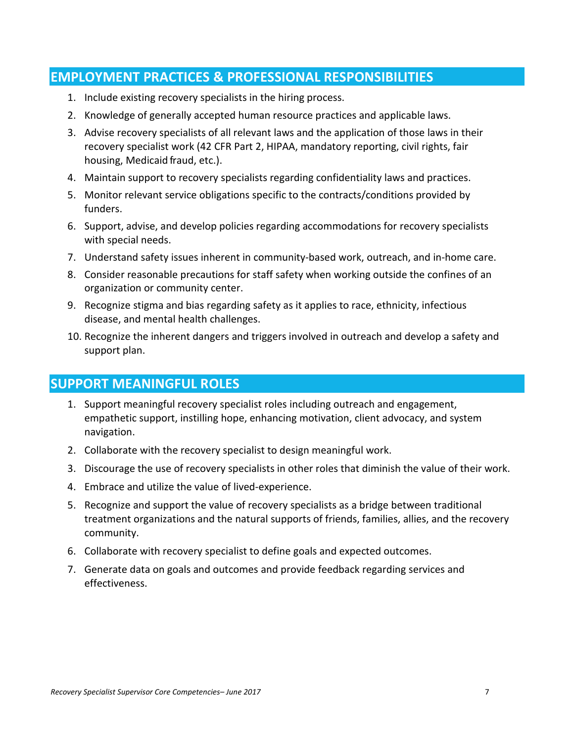## EMPLOYMENT PRACTICES & PROFESSIONAL RESPONSIBILITIES

1. Include existing recovery specialists in the hiring process.
2. Knowledge of generally accepted human resource practices and applicable laws.
3. Advise recovery specialists of all relevant laws and the application of those laws in their recovery specialist work (42 CFR Part 2, HIPAA, mandatory reporting, civil rights, fair housing, Medicaid fraud, etc.).
4. Maintain support to recovery specialists regarding confidentiality laws and practices.
5. Monitor relevant service obligations specific to the contracts/conditions provided by funders.
6. Support, advise, and develop policies regarding accommodations for recovery specialists with special needs.
7. Understand safety issues inherent in community-based work, outreach, and in-home care.
8. Consider reasonable precautions for staff safety when working outside the confines of an organization or community center.
9. Recognize stigma and bias regarding safety as it applies to race, ethnicity, infectious disease, and mental health challenges.
10. Recognize the inherent dangers and triggers involved in outreach and develop a safety and support plan.

## SUPPORT MEANINGFUL ROLES

1. Support meaningful recovery specialist roles including outreach and engagement, empathetic support, instilling hope, enhancing motivation, client advocacy, and system navigation.
2. Collaborate with the recovery specialist to design meaningful work.
3. Discourage the use of recovery specialists in other roles that diminish the value of their work.
4. Embrace and utilize the value of lived-experience.
5. Recognize and support the value of recovery specialists as a bridge between traditional treatment organizations and the natural supports of friends, families, allies, and the recovery community.
6. Collaborate with recovery specialist to define goals and expected outcomes.
7. Generate data on goals and outcomes and provide feedback regarding services and effectiveness.